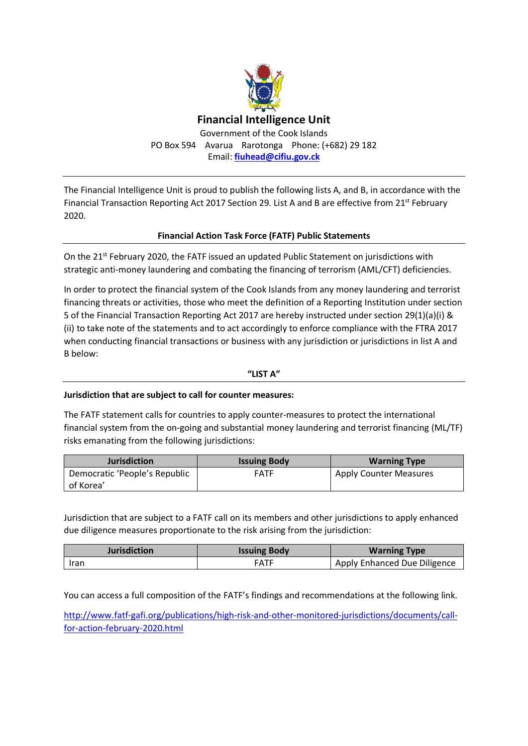# Financial Intelligence Unit

Government of the Cook Islands

PO Box 594 Avarua Rarotonga Phone: (+682) 29 182

Email: **fiuhead@cifiu.gov.ck**

---

The Financial Intelligence Unit is proud to publish the following lists A, and B, in accordance with the Financial Transaction Reporting Act 2017 Section 29. List A and B are effective from 21st February 2020.

## Financial Action Task Force (FATF) Public Statements

On the 21st February 2020, the FATF issued an updated Public Statement on jurisdictions with strategic anti-money laundering and combating the financing of terrorism (AML/CFT) deficiencies.

In order to protect the financial system of the Cook Islands from any money laundering and terrorist financing threats or activities, those who meet the definition of a Reporting Institution under section 5 of the Financial Transaction Reporting Act 2017 are hereby instructed under section 29(1)(a)(i) & (ii) to take note of the statements and to act accordingly to enforce compliance with the FTRA 2017 when conducting financial transactions or business with any jurisdiction or jurisdictions in list A and B below:

### "LIST A"

**Jurisdiction that are subject to call for counter measures:**

The FATF statement calls for countries to apply counter-measures to protect the international financial system from the on-going and substantial money laundering and terrorist financing (ML/TF) risks emanating from the following jurisdictions:

| Jurisdiction | Issuing Body | Warning Type |
| --- | --- | --- |
| Democratic 'People's Republic of Korea' | FATF | Apply Counter Measures |

Jurisdiction that are subject to a FATF call on its members and other jurisdictions to apply enhanced due diligence measures proportionate to the risk arising from the jurisdiction:

| Jurisdiction | Issuing Body | Warning Type |
| --- | --- | --- |
| Iran | FATF | Apply Enhanced Due Diligence |

You can access a full composition of the FATF's findings and recommendations at the following link.

http://www.fatf-gafi.org/publications/high-risk-and-other-monitored-jurisdictions/documents/call-for-action-february-2020.html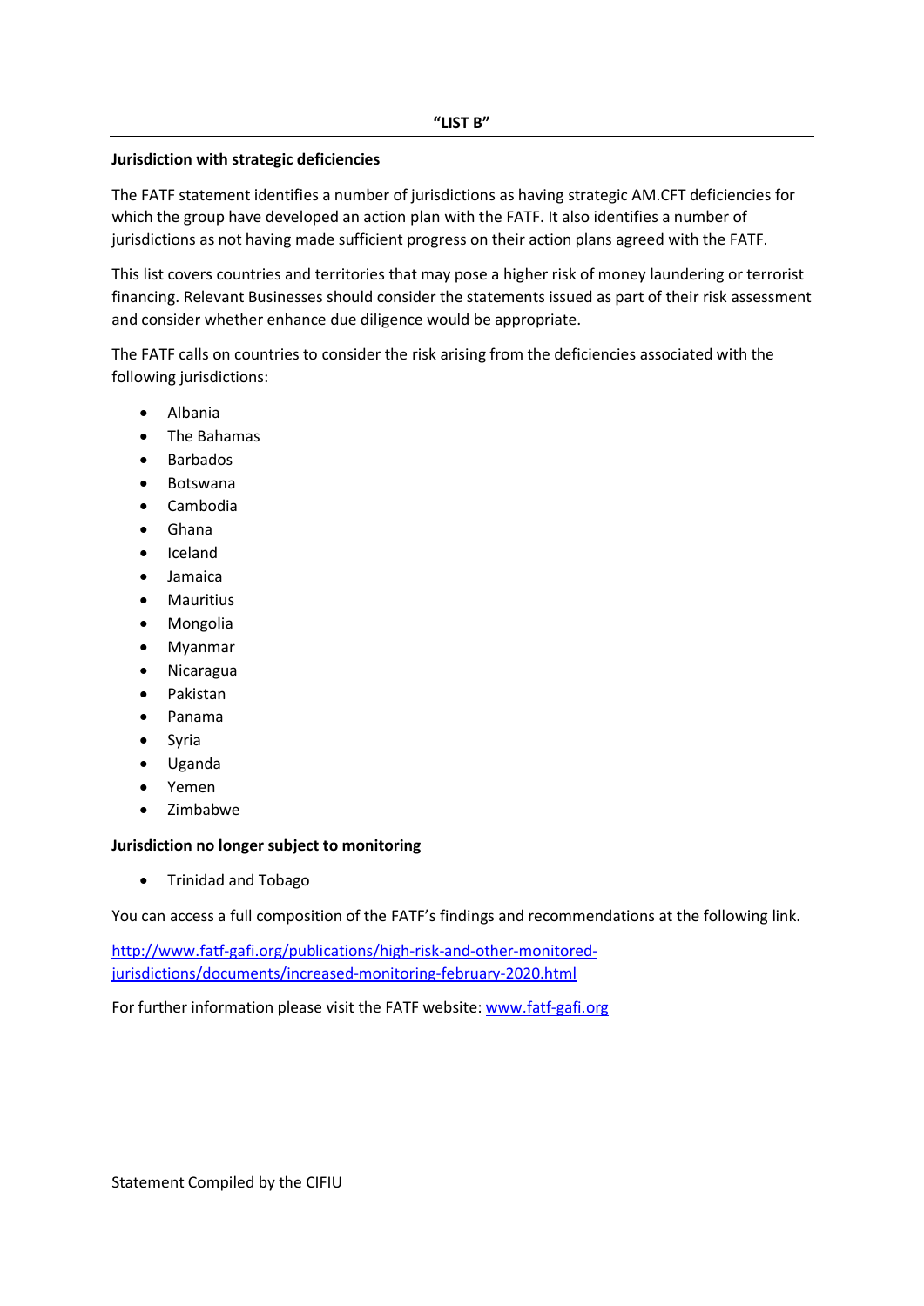**"LIST B"**

---

**Jurisdiction with strategic deficiencies**

The FATF statement identifies a number of jurisdictions as having strategic AM.CFT deficiencies for which the group have developed an action plan with the FATF. It also identifies a number of jurisdictions as not having made sufficient progress on their action plans agreed with the FATF.

This list covers countries and territories that may pose a higher risk of money laundering or terrorist financing. Relevant Businesses should consider the statements issued as part of their risk assessment and consider whether enhance due diligence would be appropriate.

The FATF calls on countries to consider the risk arising from the deficiencies associated with the following jurisdictions:

- Albania
- The Bahamas
- Barbados
- Botswana
- Cambodia
- Ghana
- Iceland
- Jamaica
- Mauritius
- Mongolia
- Myanmar
- Nicaragua
- Pakistan
- Panama
- Syria
- Uganda
- Yemen
- Zimbabwe

**Jurisdiction no longer subject to monitoring**

- Trinidad and Tobago

You can access a full composition of the FATF's findings and recommendations at the following link.

[http://www.fatf-gafi.org/publications/high-risk-and-other-monitored-jurisdictions/documents/increased-monitoring-february-2020.html](http://www.fatf-gafi.org/publications/high-risk-and-other-monitored-jurisdictions/documents/increased-monitoring-february-2020.html)

For further information please visit the FATF website: [www.fatf-gafi.org](http://www.fatf-gafi.org)

Statement Compiled by the CIFIU